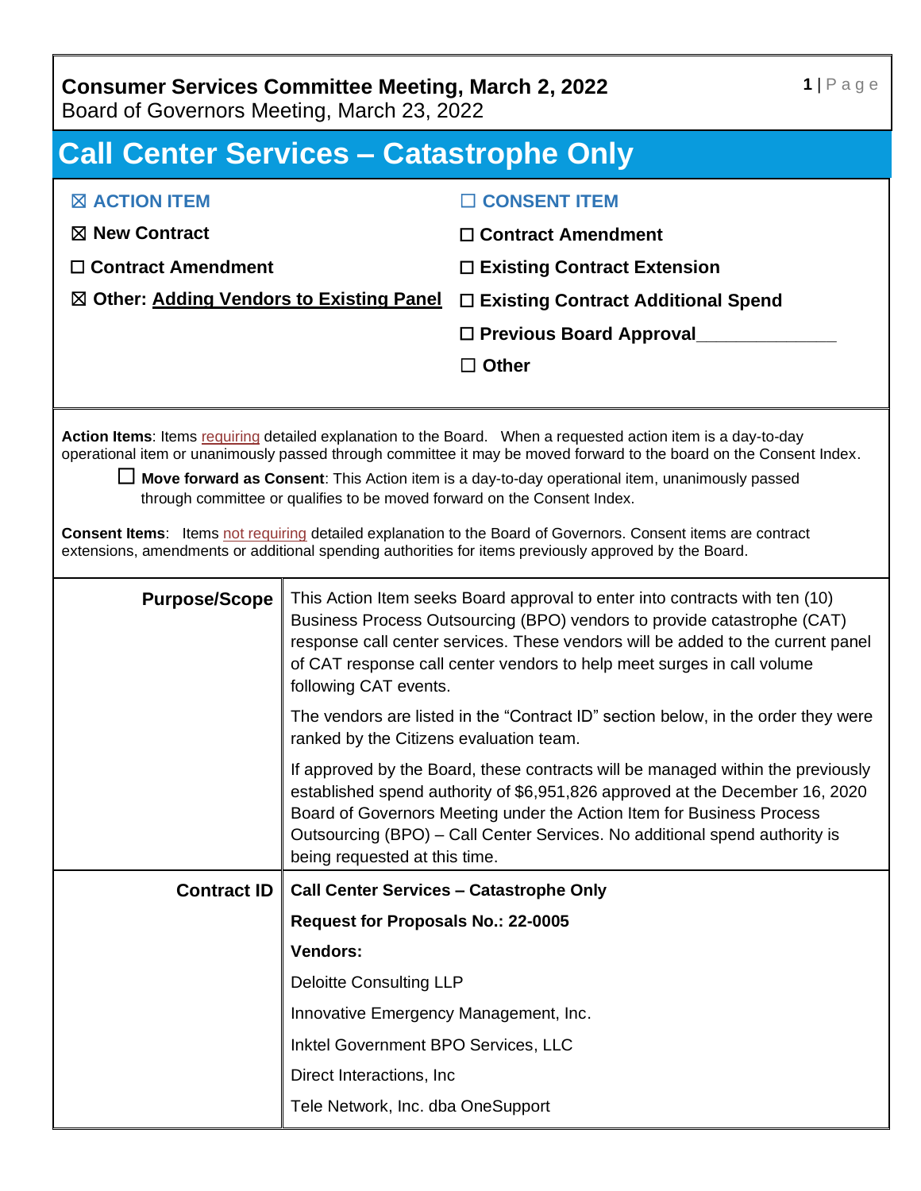**Consumer Services Committee Meeting, March 2, 2022**
Board of Governors Meeting, March 23, 2022

# Call Center Services – Catastrophe Only

| | |
|---|---|
| ☒ **ACTION ITEM** | ☐ **CONSENT ITEM** |
| ☒ **New Contract** | ☐ **Contract Amendment** |
| ☐ **Contract Amendment** | ☐ **Existing Contract Extension** |
| ☒ **Other: Adding Vendors to Existing Panel** | ☐ **Existing Contract Additional Spend** |
| | ☐ **Previous Board Approval**______________ |
| | ☐ **Other** |

**Action Items**: Items requiring detailed explanation to the Board. When a requested action item is a day-to-day operational item or unanimously passed through committee it may be moved forward to the board on the Consent Index.

☐ **Move forward as Consent**: This Action item is a day-to-day operational item, unanimously passed through committee or qualifies to be moved forward on the Consent Index.

**Consent Items**: Items not requiring detailed explanation to the Board of Governors. Consent items are contract extensions, amendments or additional spending authorities for items previously approved by the Board.

| | |
|---|---|
| **Purpose/Scope** | This Action Item seeks Board approval to enter into contracts with ten (10) Business Process Outsourcing (BPO) vendors to provide catastrophe (CAT) response call center services. These vendors will be added to the current panel of CAT response call center vendors to help meet surges in call volume following CAT events.<br><br>The vendors are listed in the "Contract ID" section below, in the order they were ranked by the Citizens evaluation team.<br><br>If approved by the Board, these contracts will be managed within the previously established spend authority of $6,951,826 approved at the December 16, 2020 Board of Governors Meeting under the Action Item for Business Process Outsourcing (BPO) – Call Center Services. No additional spend authority is being requested at this time. |
| **Contract ID** | **Call Center Services – Catastrophe Only**<br><br>**Request for Proposals No.: 22-0005**<br><br>**Vendors:**<br><br>Deloitte Consulting LLP<br><br>Innovative Emergency Management, Inc.<br><br>Inktel Government BPO Services, LLC<br><br>Direct Interactions, Inc<br><br>Tele Network, Inc. dba OneSupport |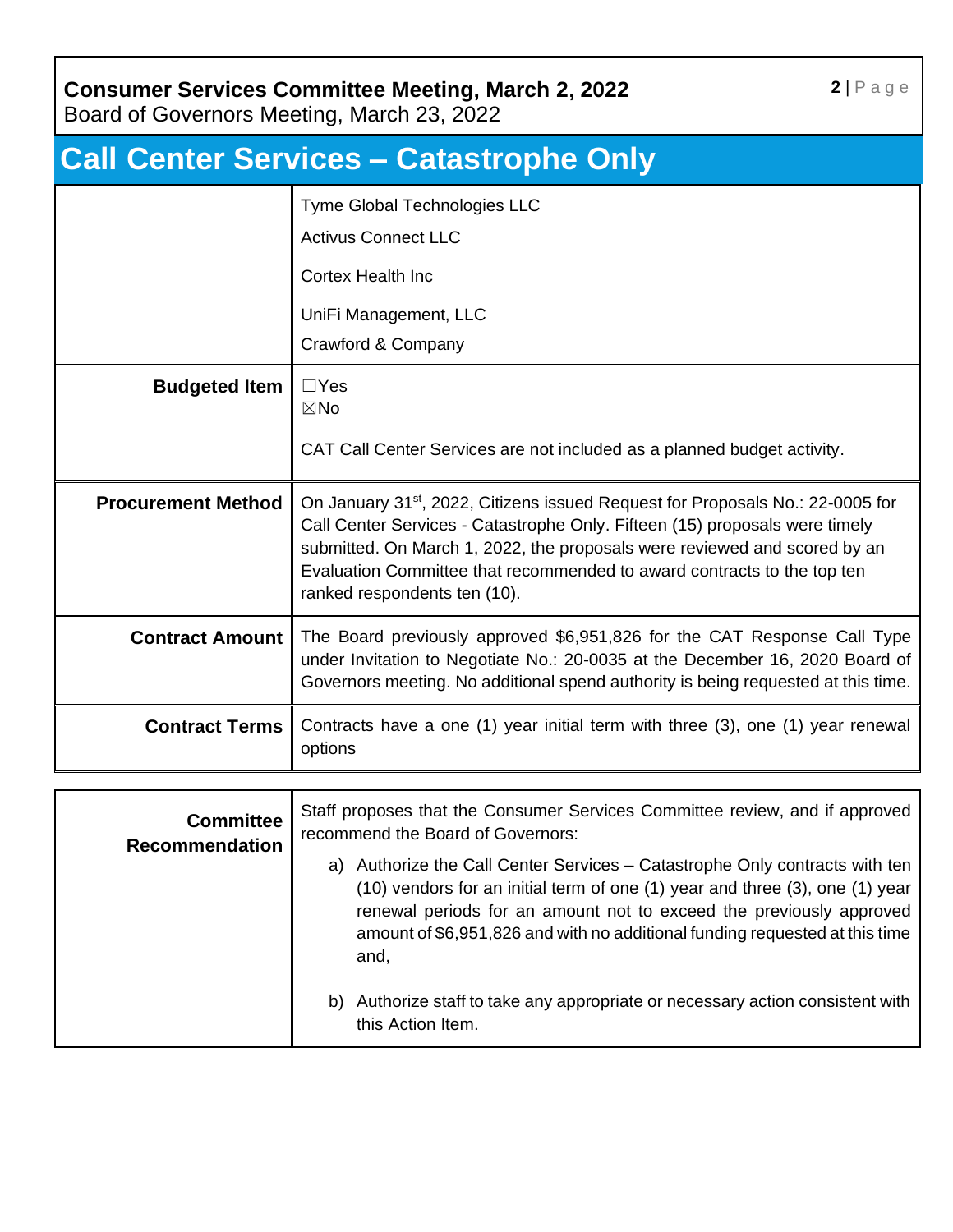## Call Center Services – Catastrophe Only

| | |
|---|---|
| | Tyme Global Technologies LLC<br>Activus Connect LLC<br>Cortex Health Inc<br>UniFi Management, LLC<br>Crawford & Company |
| **Budgeted Item** | ☐Yes<br>☒No<br><br>CAT Call Center Services are not included as a planned budget activity. |
| **Procurement Method** | On January 31st, 2022, Citizens issued Request for Proposals No.: 22-0005 for Call Center Services - Catastrophe Only. Fifteen (15) proposals were timely submitted. On March 1, 2022, the proposals were reviewed and scored by an Evaluation Committee that recommended to award contracts to the top ten ranked respondents ten (10). |
| **Contract Amount** | The Board previously approved $6,951,826 for the CAT Response Call Type under Invitation to Negotiate No.: 20-0035 at the December 16, 2020 Board of Governors meeting. No additional spend authority is being requested at this time. |
| **Contract Terms** | Contracts have a one (1) year initial term with three (3), one (1) year renewal options |

| | |
|---|---|
| **Committee Recommendation** | Staff proposes that the Consumer Services Committee review, and if approved recommend the Board of Governors:<br><br>a) Authorize the Call Center Services – Catastrophe Only contracts with ten (10) vendors for an initial term of one (1) year and three (3), one (1) year renewal periods for an amount not to exceed the previously approved amount of $6,951,826 and with no additional funding requested at this time and,<br><br>b) Authorize staff to take any appropriate or necessary action consistent with this Action Item. |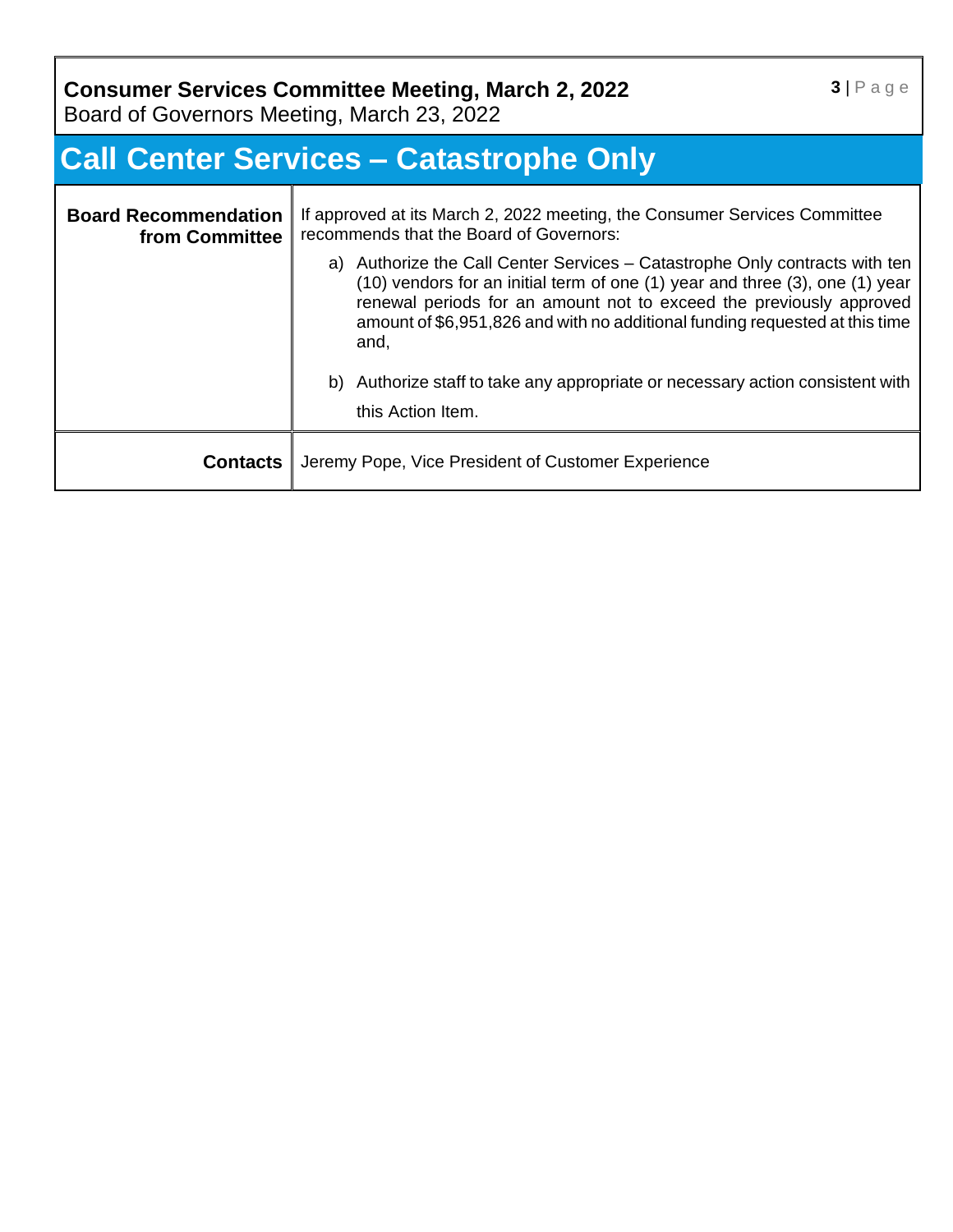# Call Center Services – Catastrophe Only

| | |
|---|---|
| **Board Recommendation from Committee** | If approved at its March 2, 2022 meeting, the Consumer Services Committee recommends that the Board of Governors:<br><br>a) Authorize the Call Center Services – Catastrophe Only contracts with ten (10) vendors for an initial term of one (1) year and three (3), one (1) year renewal periods for an amount not to exceed the previously approved amount of $6,951,826 and with no additional funding requested at this time and,<br><br>b) Authorize staff to take any appropriate or necessary action consistent with this Action Item. |
| **Contacts** | Jeremy Pope, Vice President of Customer Experience |